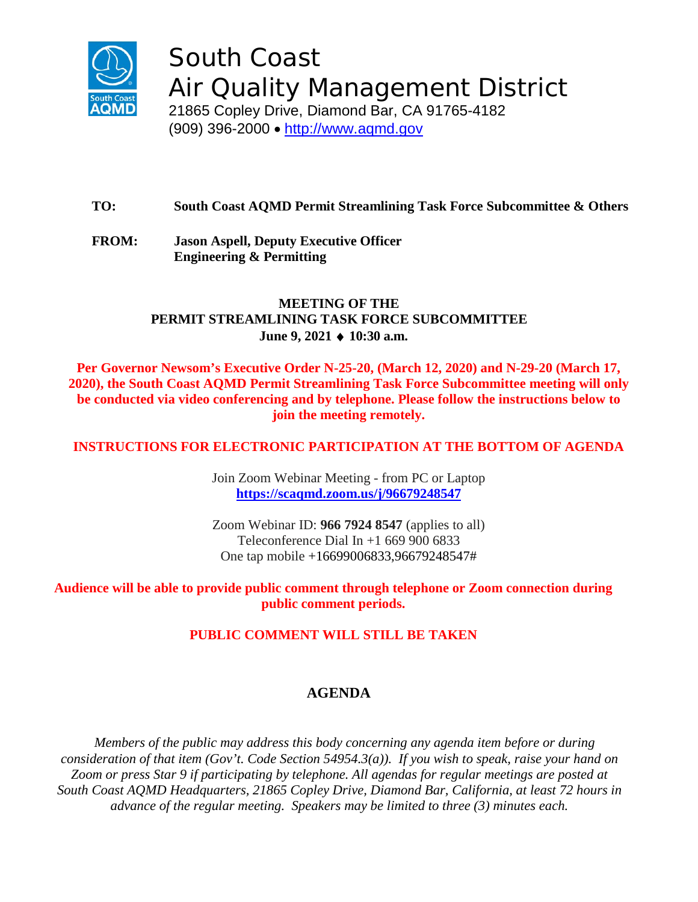# South Coast Air Quality Management District

21865 Copley Drive, Diamond Bar, CA 91765-4182
(909) 396-2000 • http://www.aqmd.gov

**TO:** **South Coast AQMD Permit Streamlining Task Force Subcommittee & Others**

**FROM:** **Jason Aspell, Deputy Executive Officer**
**Engineering & Permitting**

**MEETING OF THE**
**PERMIT STREAMLINING TASK FORCE SUBCOMMITTEE**
**June 9, 2021 ♦ 10:30 a.m.**

**Per Governor Newsom's Executive Order N-25-20, (March 12, 2020) and N-29-20 (March 17, 2020), the South Coast AQMD Permit Streamlining Task Force Subcommittee meeting will only be conducted via video conferencing and by telephone. Please follow the instructions below to join the meeting remotely.**

**INSTRUCTIONS FOR ELECTRONIC PARTICIPATION AT THE BOTTOM OF AGENDA**

Join Zoom Webinar Meeting - from PC or Laptop
**https://scaqmd.zoom.us/j/96679248547**

Zoom Webinar ID: **966 7924 8547** (applies to all)
Teleconference Dial In +1 669 900 6833
One tap mobile +16699006833,96679248547#

**Audience will be able to provide public comment through telephone or Zoom connection during public comment periods.**

**PUBLIC COMMENT WILL STILL BE TAKEN**

## AGENDA

*Members of the public may address this body concerning any agenda item before or during consideration of that item (Gov't. Code Section 54954.3(a)). If you wish to speak, raise your hand on Zoom or press Star 9 if participating by telephone. All agendas for regular meetings are posted at South Coast AQMD Headquarters, 21865 Copley Drive, Diamond Bar, California, at least 72 hours in advance of the regular meeting. Speakers may be limited to three (3) minutes each.*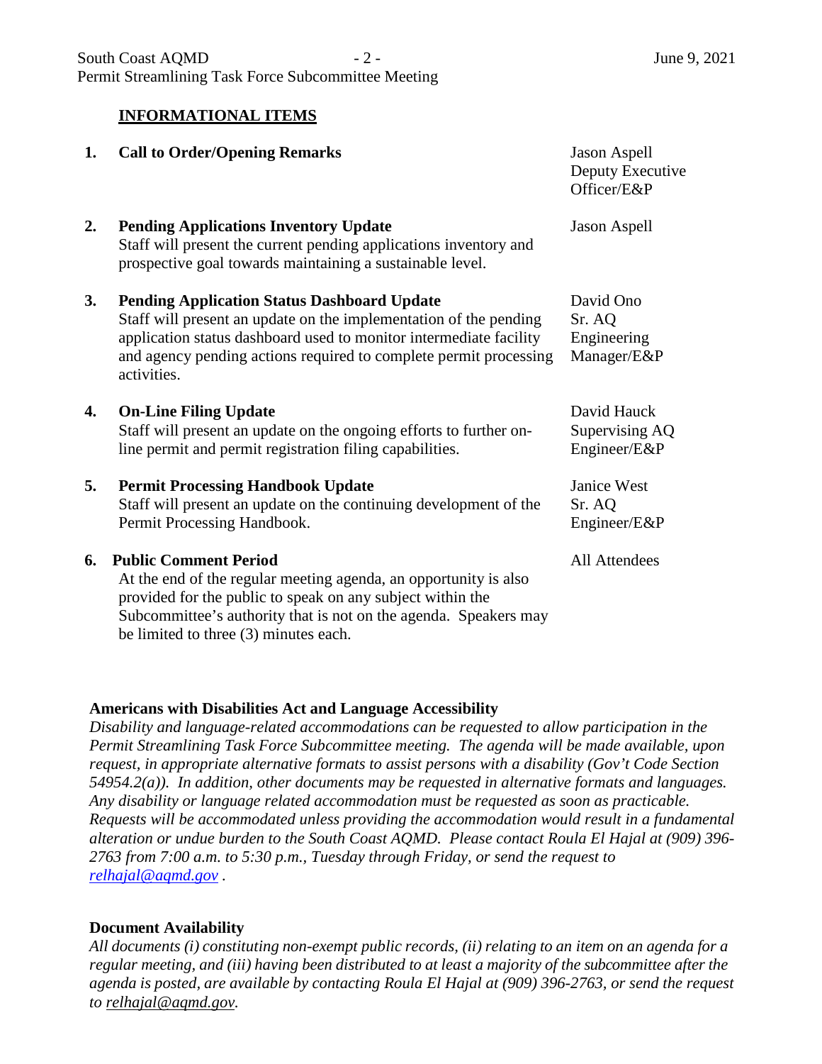## INFORMATIONAL ITEMS

| | Item | Presenter |
|---|---|---|
| 1. | **Call to Order/Opening Remarks** | Jason Aspell<br>Deputy Executive Officer/E&P |
| 2. | **Pending Applications Inventory Update**<br>Staff will present the current pending applications inventory and prospective goal towards maintaining a sustainable level. | Jason Aspell |
| 3. | **Pending Application Status Dashboard Update**<br>Staff will present an update on the implementation of the pending application status dashboard used to monitor intermediate facility and agency pending actions required to complete permit processing activities. | David Ono<br>Sr. AQ Engineering Manager/E&P |
| 4. | **On-Line Filing Update**<br>Staff will present an update on the ongoing efforts to further on-line permit and permit registration filing capabilities. | David Hauck<br>Supervising AQ Engineer/E&P |
| 5. | **Permit Processing Handbook Update**<br>Staff will present an update on the continuing development of the Permit Processing Handbook. | Janice West<br>Sr. AQ Engineer/E&P |
| 6. | **Public Comment Period**<br>At the end of the regular meeting agenda, an opportunity is also provided for the public to speak on any subject within the Subcommittee's authority that is not on the agenda. Speakers may be limited to three (3) minutes each. | All Attendees |

**Americans with Disabilities Act and Language Accessibility**

*Disability and language-related accommodations can be requested to allow participation in the Permit Streamlining Task Force Subcommittee meeting. The agenda will be made available, upon request, in appropriate alternative formats to assist persons with a disability (Gov't Code Section 54954.2(a)). In addition, other documents may be requested in alternative formats and languages. Any disability or language related accommodation must be requested as soon as practicable. Requests will be accommodated unless providing the accommodation would result in a fundamental alteration or undue burden to the South Coast AQMD. Please contact Roula El Hajal at (909) 396-2763 from 7:00 a.m. to 5:30 p.m., Tuesday through Friday, or send the request to relhajal@aqmd.gov .*

**Document Availability**

*All documents (i) constituting non-exempt public records, (ii) relating to an item on an agenda for a regular meeting, and (iii) having been distributed to at least a majority of the subcommittee after the agenda is posted, are available by contacting Roula El Hajal at (909) 396-2763, or send the request to relhajal@aqmd.gov.*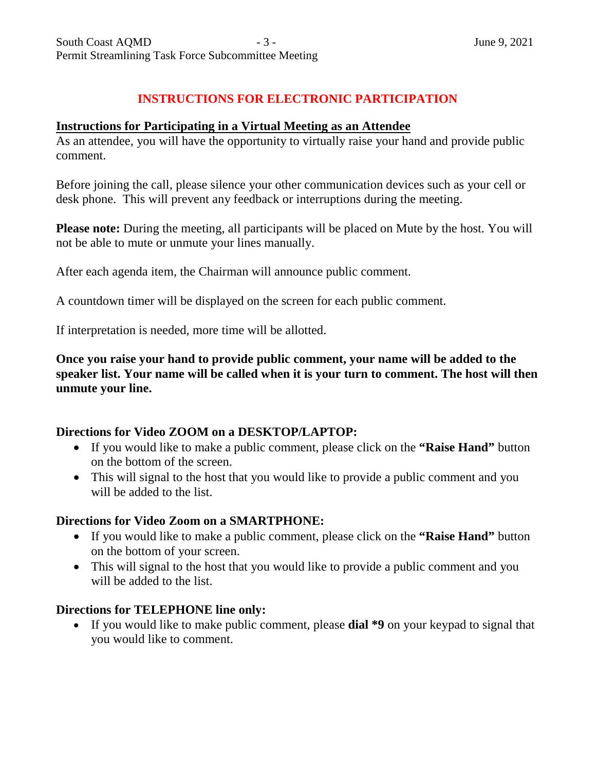## INSTRUCTIONS FOR ELECTRONIC PARTICIPATION

### Instructions for Participating in a Virtual Meeting as an Attendee

As an attendee, you will have the opportunity to virtually raise your hand and provide public comment.

Before joining the call, please silence your other communication devices such as your cell or desk phone. This will prevent any feedback or interruptions during the meeting.

**Please note:** During the meeting, all participants will be placed on Mute by the host. You will not be able to mute or unmute your lines manually.

After each agenda item, the Chairman will announce public comment.

A countdown timer will be displayed on the screen for each public comment.

If interpretation is needed, more time will be allotted.

**Once you raise your hand to provide public comment, your name will be added to the speaker list. Your name will be called when it is your turn to comment. The host will then unmute your line.**

### Directions for Video ZOOM on a DESKTOP/LAPTOP:

- If you would like to make a public comment, please click on the **"Raise Hand"** button on the bottom of the screen.
- This will signal to the host that you would like to provide a public comment and you will be added to the list.

### Directions for Video Zoom on a SMARTPHONE:

- If you would like to make a public comment, please click on the **"Raise Hand"** button on the bottom of your screen.
- This will signal to the host that you would like to provide a public comment and you will be added to the list.

### Directions for TELEPHONE line only:

- If you would like to make public comment, please **dial *9** on your keypad to signal that you would like to comment.